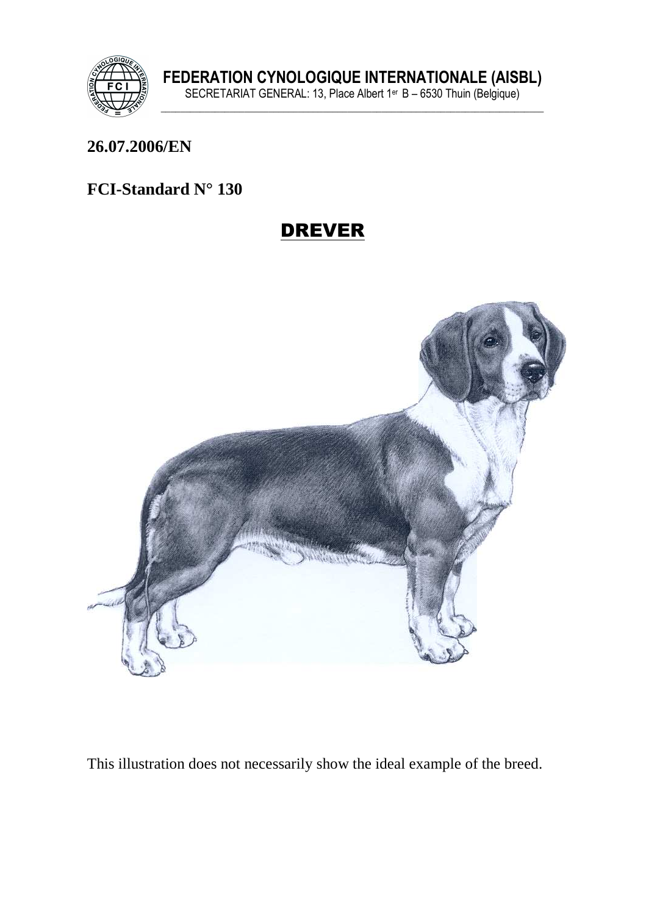**FEDERATION CYNOLOGIQUE INTERNATIONALE (AISBL)**
SECRETARIAT GENERAL: 13, Place Albert 1er B – 6530 Thuin (Belgique)

**26.07.2006/EN**

**FCI-Standard N° 130**

# DREVER

This illustration does not necessarily show the ideal example of the breed.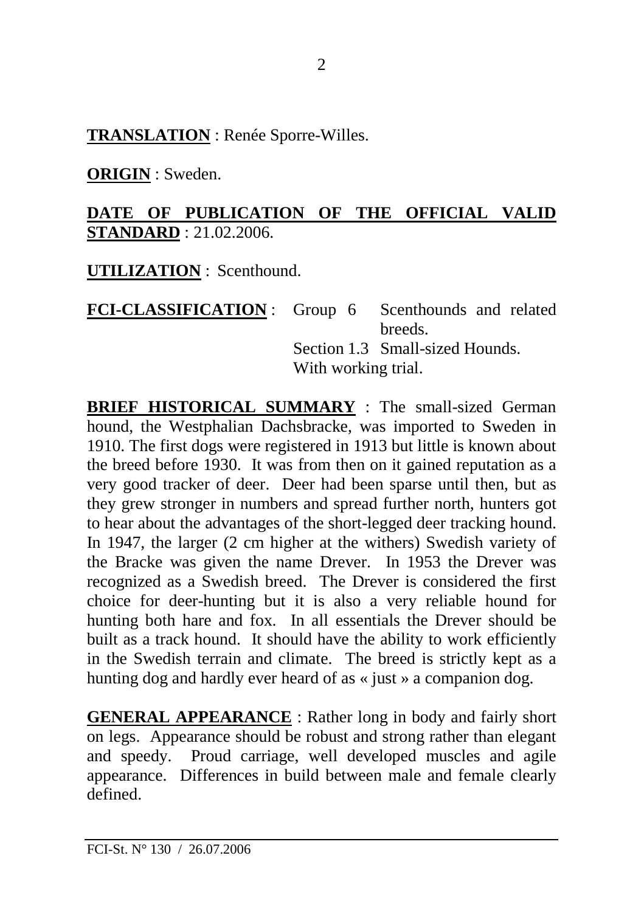**TRANSLATION** : Renée Sporre-Willes.

**ORIGIN** : Sweden.

**DATE OF PUBLICATION OF THE OFFICIAL VALID STANDARD** : 21.02.2006.

**UTILIZATION** : Scenthound.

**FCI-CLASSIFICATION** : Group 6 Scenthounds and related breeds.
Section 1.3 Small-sized Hounds.
With working trial.

**BRIEF HISTORICAL SUMMARY** : The small-sized German hound, the Westphalian Dachsbracke, was imported to Sweden in 1910. The first dogs were registered in 1913 but little is known about the breed before 1930. It was from then on it gained reputation as a very good tracker of deer. Deer had been sparse until then, but as they grew stronger in numbers and spread further north, hunters got to hear about the advantages of the short-legged deer tracking hound. In 1947, the larger (2 cm higher at the withers) Swedish variety of the Bracke was given the name Drever. In 1953 the Drever was recognized as a Swedish breed. The Drever is considered the first choice for deer-hunting but it is also a very reliable hound for hunting both hare and fox. In all essentials the Drever should be built as a track hound. It should have the ability to work efficiently in the Swedish terrain and climate. The breed is strictly kept as a hunting dog and hardly ever heard of as « just » a companion dog.

**GENERAL APPEARANCE** : Rather long in body and fairly short on legs. Appearance should be robust and strong rather than elegant and speedy. Proud carriage, well developed muscles and agile appearance. Differences in build between male and female clearly defined.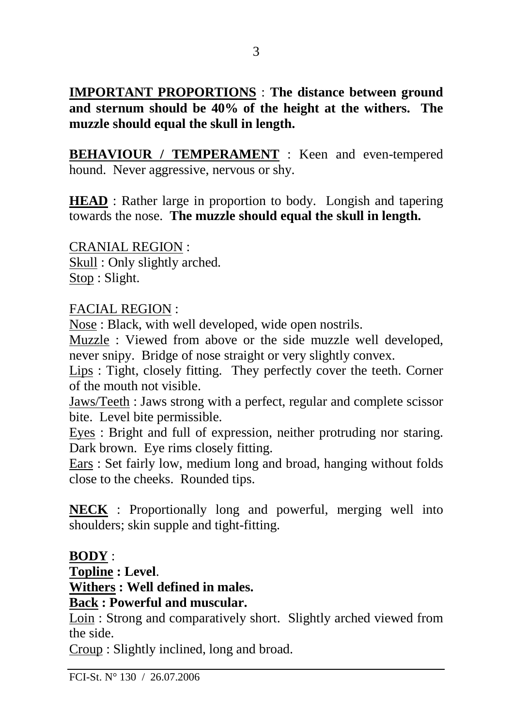**<u>IMPORTANT PROPORTIONS</u>** : **The distance between ground and sternum should be 40% of the height at the withers. The muzzle should equal the skull in length.**

**<u>BEHAVIOUR / TEMPERAMENT</u>** : Keen and even-tempered hound. Never aggressive, nervous or shy.

**<u>HEAD</u>** : Rather large in proportion to body. Longish and tapering towards the nose. **The muzzle should equal the skull in length.**

<u>CRANIAL REGION</u> :
<u>Skull</u> : Only slightly arched.
<u>Stop</u> : Slight.

<u>FACIAL REGION</u> :
<u>Nose</u> : Black, with well developed, wide open nostrils.
<u>Muzzle</u> : Viewed from above or the side muzzle well developed, never snipy. Bridge of nose straight or very slightly convex.
<u>Lips</u> : Tight, closely fitting. They perfectly cover the teeth. Corner of the mouth not visible.
<u>Jaws/Teeth</u> : Jaws strong with a perfect, regular and complete scissor bite. Level bite permissible.
<u>Eyes</u> : Bright and full of expression, neither protruding nor staring. Dark brown. Eye rims closely fitting.
<u>Ears</u> : Set fairly low, medium long and broad, hanging without folds close to the cheeks. Rounded tips.

**<u>NECK</u>** : Proportionally long and powerful, merging well into shoulders; skin supple and tight-fitting.

**<u>BODY</u>** :
**<u>Topline</u> : Level**.
**<u>Withers</u> : Well defined in males.**
**<u>Back</u> : Powerful and muscular.**
<u>Loin</u> : Strong and comparatively short. Slightly arched viewed from the side.
<u>Croup</u> : Slightly inclined, long and broad.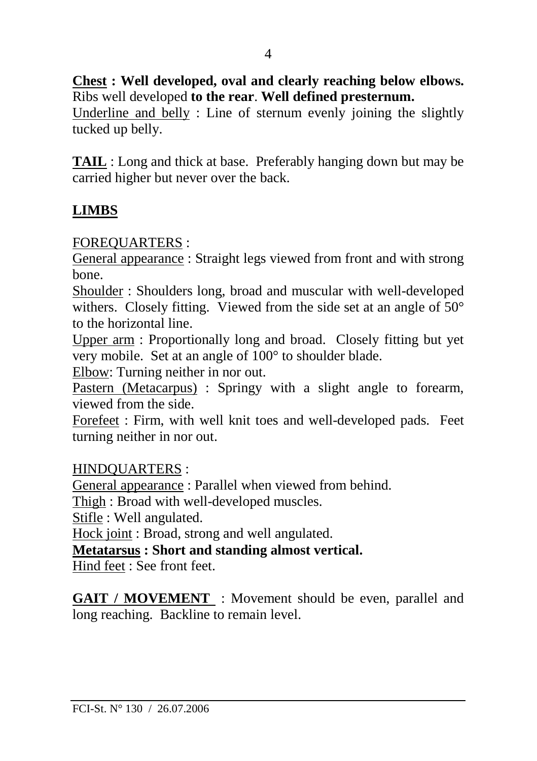**Chest : Well developed, oval and clearly reaching below elbows.** Ribs well developed **to the rear**. **Well defined presternum.**
Underline and belly : Line of sternum evenly joining the slightly tucked up belly.

**TAIL** : Long and thick at base. Preferably hanging down but may be carried higher but never over the back.

## LIMBS

FOREQUARTERS :
General appearance : Straight legs viewed from front and with strong bone.
Shoulder : Shoulders long, broad and muscular with well-developed withers. Closely fitting. Viewed from the side set at an angle of 50° to the horizontal line.
Upper arm : Proportionally long and broad. Closely fitting but yet very mobile. Set at an angle of 100° to shoulder blade.
Elbow: Turning neither in nor out.
Pastern (Metacarpus) : Springy with a slight angle to forearm, viewed from the side.
Forefeet : Firm, with well knit toes and well-developed pads. Feet turning neither in nor out.

HINDQUARTERS :
General appearance : Parallel when viewed from behind.
Thigh : Broad with well-developed muscles.
Stifle : Well angulated.
Hock joint : Broad, strong and well angulated.
**Metatarsus : Short and standing almost vertical.**
Hind feet : See front feet.

**GAIT / MOVEMENT** : Movement should be even, parallel and long reaching. Backline to remain level.

FCI-St. N° 130 / 26.07.2006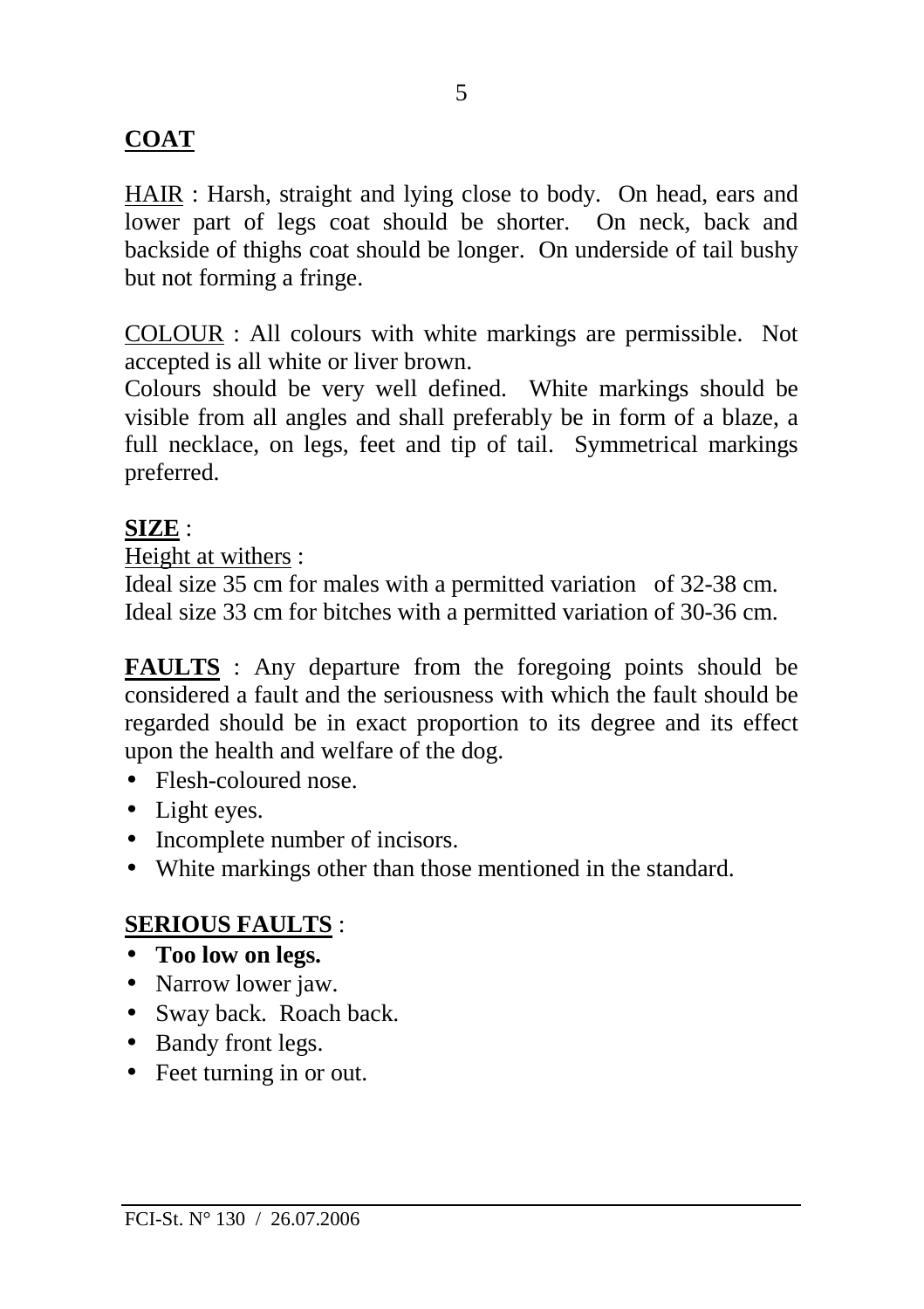## COAT

HAIR : Harsh, straight and lying close to body. On head, ears and lower part of legs coat should be shorter. On neck, back and backside of thighs coat should be longer. On underside of tail bushy but not forming a fringe.

COLOUR : All colours with white markings are permissible. Not accepted is all white or liver brown.
Colours should be very well defined. White markings should be visible from all angles and shall preferably be in form of a blaze, a full necklace, on legs, feet and tip of tail. Symmetrical markings preferred.

## SIZE :

Height at withers :
Ideal size 35 cm for males with a permitted variation of 32-38 cm.
Ideal size 33 cm for bitches with a permitted variation of 30-36 cm.

**FAULTS** : Any departure from the foregoing points should be considered a fault and the seriousness with which the fault should be regarded should be in exact proportion to its degree and its effect upon the health and welfare of the dog.

- Flesh-coloured nose.
- Light eyes.
- Incomplete number of incisors.
- White markings other than those mentioned in the standard.

## SERIOUS FAULTS :

- **Too low on legs.**
- Narrow lower jaw.
- Sway back. Roach back.
- Bandy front legs.
- Feet turning in or out.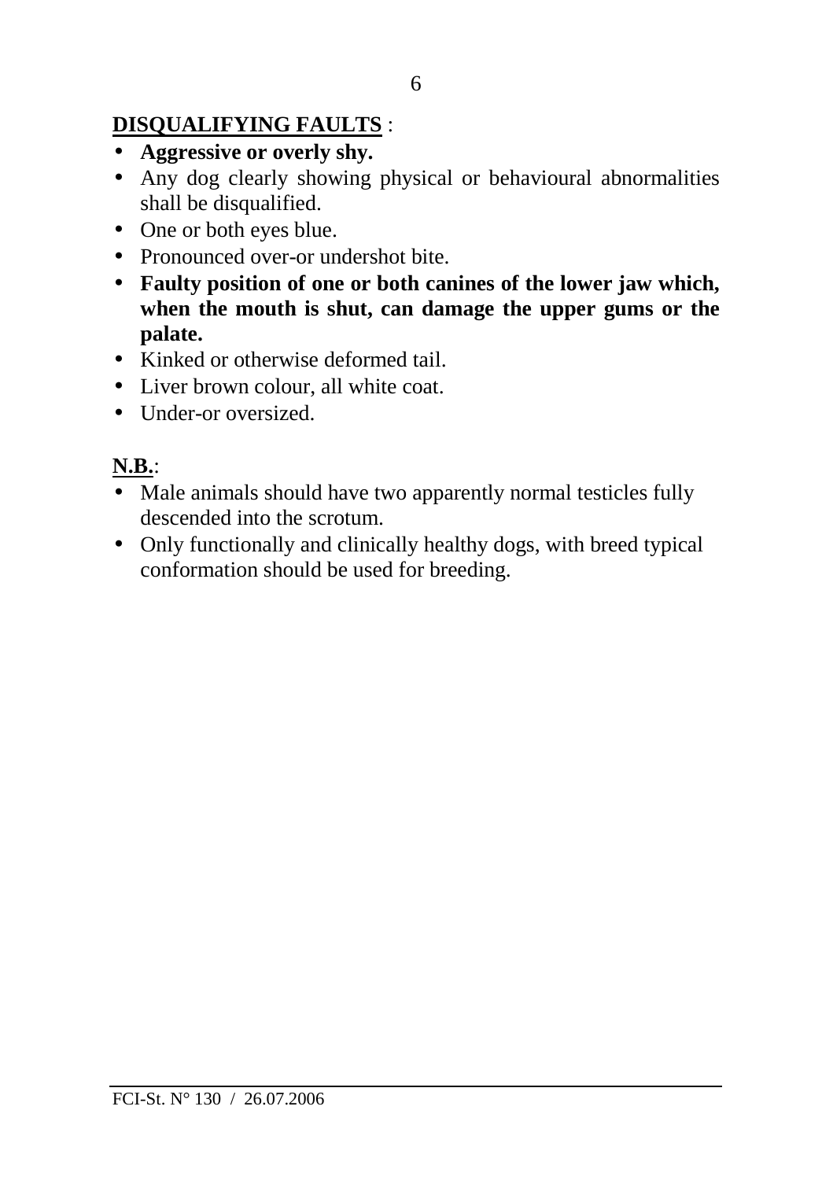**DISQUALIFYING FAULTS** :

- **Aggressive or overly shy.**
- Any dog clearly showing physical or behavioural abnormalities shall be disqualified.
- One or both eyes blue.
- Pronounced over-or undershot bite.
- **Faulty position of one or both canines of the lower jaw which, when the mouth is shut, can damage the upper gums or the palate.**
- Kinked or otherwise deformed tail.
- Liver brown colour, all white coat.
- Under-or oversized.

**N.B.**:

- Male animals should have two apparently normal testicles fully descended into the scrotum.
- Only functionally and clinically healthy dogs, with breed typical conformation should be used for breeding.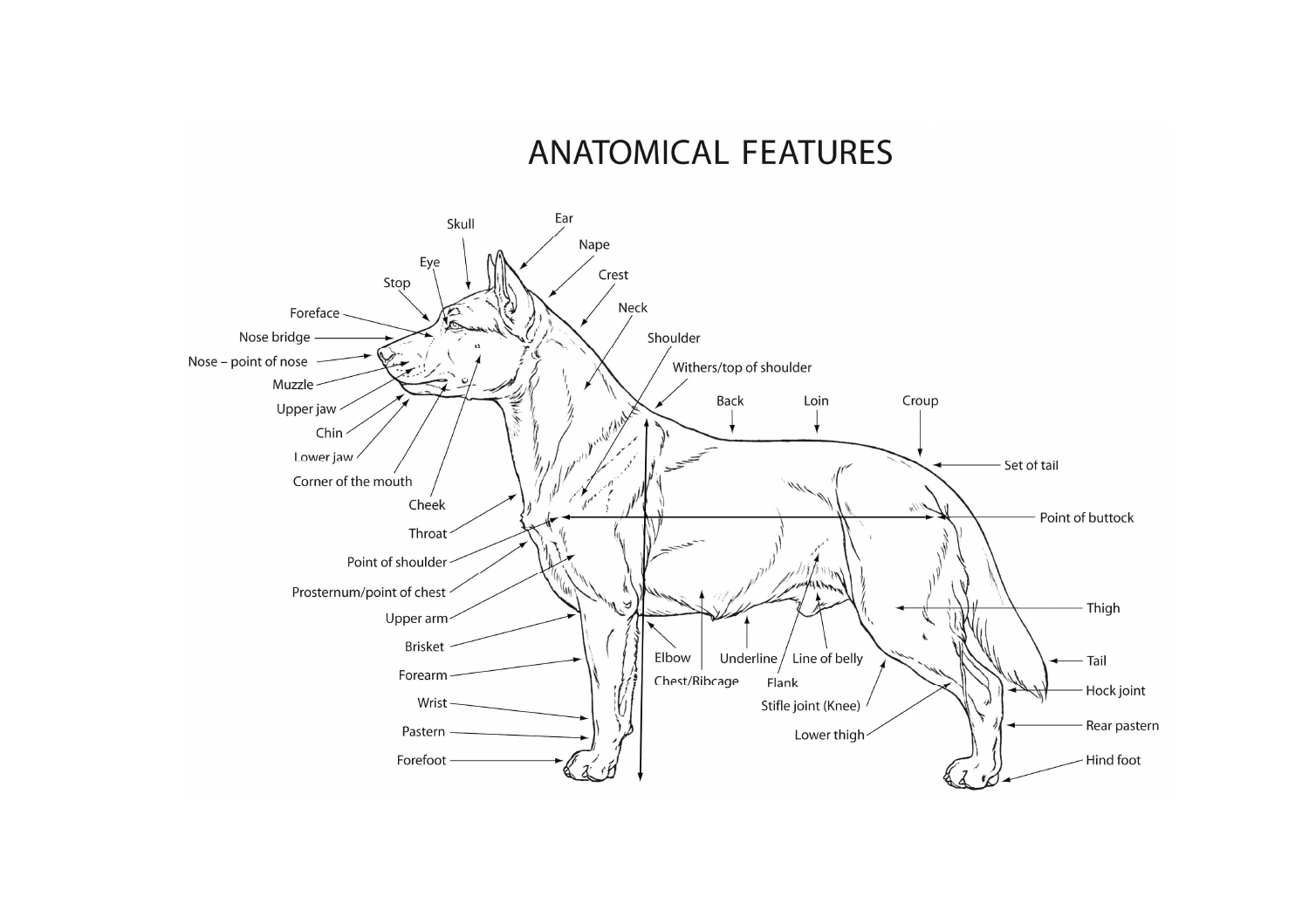# ANATOMICAL FEATURES

Skull
Ear
Nape
Eye
Stop
Crest
Neck
Foreface
Nose bridge
Nose – point of nose
Muzzle
Upper jaw
Chin
Lower jaw
Corner of the mouth
Cheek
Throat
Point of shoulder
Prosternum/point of chest
Upper arm
Brisket
Forearm
Wrist
Pastern
Forefoot
Shoulder
Withers/top of shoulder
Back
Loin
Croup
Set of tail
Point of buttock
Thigh
Tail
Hock joint
Rear pastern
Hind foot
Elbow
Chest/Ribcage
Underline
Line of belly
Flank
Stifle joint (Knee)
Lower thigh